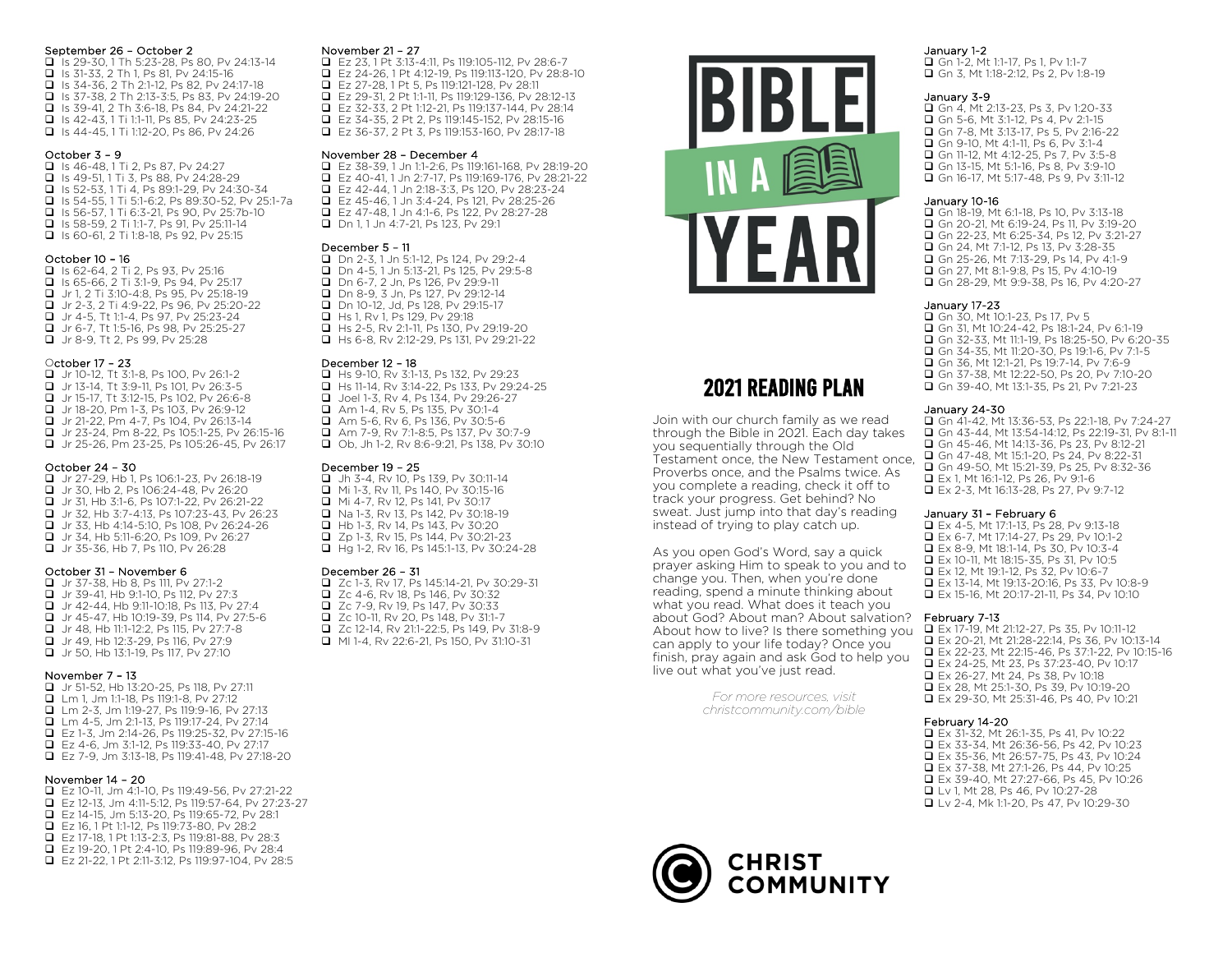September 26 – October 2

- [ ] Is 29-30, 1 Th 5:23-28, Ps 80, Pv 24:13-14
- [ ] Is 31-33, 2 Th 1, Ps 81, Pv 24:15-16
- [ ] Is 34-36, 2 Th 2:1-12, Ps 82, Pv 24:17-18
- [ ] Is 37-38, 2 Th 2:13-3:5, Ps 83, Pv 24:19-20
- [ ] Is 39-41, 2 Th 3:6-18, Ps 84, Pv 24:21-22
- [ ] Is 42-43, 1 Ti 1:1-11, Ps 85, Pv 24:23-25
- [ ] Is 44-45, 1 Ti 1:12-20, Ps 86, Pv 24:26

October 3 – 9

- [ ] Is 46-48, 1 Ti 2, Ps 87, Pv 24:27
- [ ] Is 49-51, 1 Ti 3, Ps 88, Pv 24:28-29
- [ ] Is 52-53, 1 Ti 4, Ps 89:1-29, Pv 24:30-34
- [ ] Is 54-55, 1 Ti 5:1-6:2, Ps 89:30-52, Pv 25:1-7a
- [ ] Is 56-57, 1 Ti 6:3-21, Ps 90, Pv 25:7b-10
- [ ] Is 58-59, 2 Ti 1:1-7, Ps 91, Pv 25:11-14
- [ ] Is 60-61, 2 Ti 1:8-18, Ps 92, Pv 25:15

October 10 – 16

- [ ] Is 62-64, 2 Ti 2, Ps 93, Pv 25:16
- [ ] Is 65-66, 2 Ti 3:1-9, Ps 94, Pv 25:17
- [ ] Jr 1, 2 Ti 3:10-4:8, Ps 95, Pv 25:18-19
- [ ] Jr 2-3, 2 Ti 4:9-22, Ps 96, Pv 25:20-22
- [ ] Jr 4-5, Tt 1:1-4, Ps 97, Pv 25:23-24
- [ ] Jr 6-7, Tt 1:5-16, Ps 98, Pv 25:25-27
- [ ] Jr 8-9, Tt 2, Ps 99, Pv 25:28

October 17 – 23

- [ ] Jr 10-12, Tt 3:1-8, Ps 100, Pv 26:1-2
- [ ] Jr 13-14, Tt 3:9-11, Ps 101, Pv 26:3-5
- [ ] Jr 15-17, Tt 3:12-15, Ps 102, Pv 26:6-8
- [ ] Jr 18-20, Pm 1-3, Ps 103, Pv 26:9-12
- [ ] Jr 21-22, Pm 4-7, Ps 104, Pv 26:13-14
- [ ] Jr 23-24, Pm 8-22, Ps 105:1-25, Pv 26:15-16
- [ ] Jr 25-26, Pm 23-25, Ps 105:26-45, Pv 26:17

October 24 – 30

- [ ] Jr 27-29, Hb 1, Ps 106:1-23, Pv 26:18-19
- [ ] Jr 30, Hb 2, Ps 106:24-48, Pv 26:20
- [ ] Jr 31, Hb 3:1-6, Ps 107:1-22, Pv 26:21-22
- [ ] Jr 32, Hb 3:7-4:13, Ps 107:23-43, Pv 26:23
- [ ] Jr 33, Hb 4:14-5:10, Ps 108, Pv 26:24-26
- [ ] Jr 34, Hb 5:11-6:20, Ps 109, Pv 26:27
- [ ] Jr 35-36, Hb 7, Ps 110, Pv 26:28

October 31 – November 6

- [ ] Jr 37-38, Hb 8, Ps 111, Pv 27:1-2
- [ ] Jr 39-41, Hb 9:1-10, Ps 112, Pv 27:3
- [ ] Jr 42-44, Hb 9:11-10:18, Ps 113, Pv 27:4
- [ ] Jr 45-47, Hb 10:19-39, Ps 114, Pv 27:5-6
- [ ] Jr 48, Hb 11:1-12:2, Ps 115, Pv 27:7-8
- [ ] Jr 49, Hb 12:3-29, Ps 116, Pv 27:9
- [ ] Jr 50, Hb 13:1-19, Ps 117, Pv 27:10

November 7 – 13

- [ ] Jr 51-52, Hb 13:20-25, Ps 118, Pv 27:11
- [ ] Lm 1, Jm 1:1-18, Ps 119:1-8, Pv 27:12
- [ ] Lm 2-3, Jm 1:19-27, Ps 119:9-16, Pv 27:13
- [ ] Lm 4-5, Jm 2:1-13, Ps 119:17-24, Pv 27:14
- [ ] Ez 1-3, Jm 2:14-26, Ps 119:25-32, Pv 27:15-16
- [ ] Ez 4-6, Jm 3:1-12, Ps 119:33-40, Pv 27:17
- [ ] Ez 7-9, Jm 3:13-18, Ps 119:41-48, Pv 27:18-20

November 14 – 20

- [ ] Ez 10-11, Jm 4:1-10, Ps 119:49-56, Pv 27:21-22
- [ ] Ez 12-13, Jm 4:11-5:12, Ps 119:57-64, Pv 27:23-27
- [ ] Ez 14-15, Jm 5:13-20, Ps 119:65-72, Pv 28:1
- [ ] Ez 16, 1 Pt 1:1-12, Ps 119:73-80, Pv 28:2
- [ ] Ez 17-18, 1 Pt 1:13-2:3, Ps 119:81-88, Pv 28:3
- [ ] Ez 19-20, 1 Pt 2:4-10, Ps 119:89-96, Pv 28:4
- [ ] Ez 21-22, 1 Pt 2:11-3:12, Ps 119:97-104, Pv 28:5

November 21 – 27

- [ ] Ez 23, 1 Pt 3:13-4:11, Ps 119:105-112, Pv 28:6-7
- [ ] Ez 24-26, 1 Pt 4:12-19, Ps 119:113-120, Pv 28:8-10
- [ ] Ez 27-28, 1 Pt 5, Ps 119:121-128, Pv 28:11
- [ ] Ez 29-31, 2 Pt 1:1-11, Ps 119:129-136, Pv 28:12-13
- [ ] Ez 32-33, 2 Pt 1:12-21, Ps 119:137-144, Pv 28:14
- [ ] Ez 34-35, 2 Pt 2, Ps 119:145-152, Pv 28:15-16
- [ ] Ez 36-37, 2 Pt 3, Ps 119:153-160, Pv 28:17-18

November 28 – December 4

- [ ] Ez 38-39, 1 Jn 1:1-2:6, Ps 119:161-168, Pv 28:19-20
- [ ] Ez 40-41, 1 Jn 2:7-17, Ps 119:169-176, Pv 28:21-22
- [ ] Ez 42-44, 1 Jn 2:18-3:3, Ps 120, Pv 28:23-24
- [ ] Ez 45-46, 1 Jn 3:4-24, Ps 121, Pv 28:25-26
- [ ] Ez 47-48, 1 Jn 4:1-6, Ps 122, Pv 28:27-28
- [ ] Dn 1, 1 Jn 4:7-21, Ps 123, Pv 29:1

December 5 – 11

- [ ] Dn 2-3, 1 Jn 5:1-12, Ps 124, Pv 29:2-4
- [ ] Dn 4-5, 1 Jn 5:13-21, Ps 125, Pv 29:5-8
- [ ] Dn 6-7, 2 Jn, Ps 126, Pv 29:9-11
- [ ] Dn 8-9, 3 Jn, Ps 127, Pv 29:12-14
- [ ] Dn 10-12, Jd, Ps 128, Pv 29:15-17
- [ ] Hs 1, Rv 1, Ps 129, Pv 29:18
- [ ] Hs 2-5, Rv 2:1-11, Ps 130, Pv 29:19-20
- [ ] Hs 6-8, Rv 2:12-29, Ps 131, Pv 29:21-22

December 12 – 18

- [ ] Hs 9-10, Rv 3:1-13, Ps 132, Pv 29:23
- [ ] Hs 11-14, Rv 3:14-22, Ps 133, Pv 29:24-25
- [ ] Joel 1-3, Rv 4, Ps 134, Pv 29:26-27
- [ ] Am 1-4, Rv 5, Ps 135, Pv 30:1-4
- [ ] Am 5-6, Rv 6, Ps 136, Pv 30:5-6
- [ ] Am 7-9, Rv 7:1-8:5, Ps 137, Pv 30:7-9
- [ ] Ob, Jh 1-2, Rv 8:6-9:21, Ps 138, Pv 30:10

December 19 – 25

- [ ] Jh 3-4, Rv 10, Ps 139, Pv 30:11-14
- [ ] Mi 1-3, Rv 11, Ps 140, Pv 30:15-16
- [ ] Mi 4-7, Rv 12, Ps 141, Pv 30:17
- [ ] Na 1-3, Rv 13, Ps 142, Pv 30:18-19
- [ ] Hb 1-3, Rv 14, Ps 143, Pv 30:20
- [ ] Zp 1-3, Rv 15, Ps 144, Pv 30:21-23
- [ ] Hg 1-2, Rv 16, Ps 145:1-13, Pv 30:24-28

December 26 – 31

- [ ] Zc 1-3, Rv 17, Ps 145:14-21, Pv 30:29-31
- [ ] Zc 4-6, Rv 18, Ps 146, Pv 30:32
- [ ] Zc 7-9, Rv 19, Ps 147, Pv 30:33
- [ ] Zc 10-11, Rv 20, Ps 148, Pv 31:1-7
- [ ] Zc 12-14, Rv 21:1-22:5, Ps 149, Pv 31:8-9
- [ ] Ml 1-4, Rv 22:6-21, Ps 150, Pv 31:10-31

# BIBLE IN A YEAR

## 2021 READING PLAN

Join with our church family as we read through the Bible in 2021. Each day takes you sequentially through the Old Testament once, the New Testament once, Proverbs once, and the Psalms twice. As you complete a reading, check it off to track your progress. Get behind? No sweat. Just jump into that day's reading instead of trying to play catch up.

As you open God's Word, say a quick prayer asking Him to speak to you and to change you. Then, when you're done reading, spend a minute thinking about what you read. What does it teach you about God? About man? About salvation? About how to live? Is there something you can apply to your life today? Once you finish, pray again and ask God to help you live out what you've just read.

*For more resources, visit christcommunity.com/bible*

**CHRIST COMMUNITY**

January 1-2

- [ ] Gn 1-2, Mt 1:1-17, Ps 1, Pv 1:1-7
- [ ] Gn 3, Mt 1:18-2:12, Ps 2, Pv 1:8-19

January 3-9

- [ ] Gn 4, Mt 2:13-23, Ps 3, Pv 1:20-33
- [ ] Gn 5-6, Mt 3:1-12, Ps 4, Pv 2:1-15
- [ ] Gn 7-8, Mt 3:13-17, Ps 5, Pv 2:16-22
- [ ] Gn 9-10, Mt 4:1-11, Ps 6, Pv 3:1-4
- [ ] Gn 11-12, Mt 4:12-25, Ps 7, Pv 3:5-8
- [ ] Gn 13-15, Mt 5:1-16, Ps 8, Pv 3:9-10
- [ ] Gn 16-17, Mt 5:17-48, Ps 9, Pv 3:11-12

January 10-16

- [ ] Gn 18-19, Mt 6:1-18, Ps 10, Pv 3:13-18
- [ ] Gn 20-21, Mt 6:19-24, Ps 11, Pv 3:19-20
- [ ] Gn 22-23, Mt 6:25-34, Ps 12, Pv 3:21-27
- [ ] Gn 24, Mt 7:1-12, Ps 13, Pv 3:28-35
- [ ] Gn 25-26, Mt 7:13-29, Ps 14, Pv 4:1-9
- [ ] Gn 27, Mt 8:1-9:8, Ps 15, Pv 4:10-19
- [ ] Gn 28-29, Mt 9:9-38, Ps 16, Pv 4:20-27

January 17-23

- [ ] Gn 30, Mt 10:1-23, Ps 17, Pv 5
- [ ] Gn 31, Mt 10:24-42, Ps 18:1-24, Pv 6:1-19
- [ ] Gn 32-33, Mt 11:1-19, Ps 18:25-50, Pv 6:20-35
- [ ] Gn 34-35, Mt 11:20-30, Ps 19:1-6, Pv 7:1-5
- [ ] Gn 36, Mt 12:1-21, Ps 19:7-14, Pv 7:6-9
- [ ] Gn 37-38, Mt 12:22-50, Ps 20, Pv 7:10-20
- [ ] Gn 39-40, Mt 13:1-35, Ps 21, Pv 7:21-23

January 24-30

- [ ] Gn 41-42, Mt 13:36-53, Ps 22:1-18, Pv 7:24-27
- [ ] Gn 43-44, Mt 13:54-14:12, Ps 22:19-31, Pv 8:1-11
- [ ] Gn 45-46, Mt 14:13-36, Ps 23, Pv 8:12-21
- [ ] Gn 47-48, Mt 15:1-20, Ps 24, Pv 8:22-31
- [ ] Gn 49-50, Mt 15:21-39, Ps 25, Pv 8:32-36
- [ ] Ex 1, Mt 16:1-12, Ps 26, Pv 9:1-6
- [ ] Ex 2-3, Mt 16:13-28, Ps 27, Pv 9:7-12

January 31 – February 6

- [ ] Ex 4-5, Mt 17:1-13, Ps 28, Pv 9:13-18
- [ ] Ex 6-7, Mt 17:14-27, Ps 29, Pv 10:1-2
- [ ] Ex 8-9, Mt 18:1-14, Ps 30, Pv 10:3-4
- [ ] Ex 10-11, Mt 18:15-35, Ps 31, Pv 10:5
- [ ] Ex 12, Mt 19:1-12, Ps 32, Pv 10:6-7
- [ ] Ex 13-14, Mt 19:13-20:16, Ps 33, Pv 10:8-9
- [ ] Ex 15-16, Mt 20:17-21:11, Ps 34, Pv 10:10

February 7-13

- [ ] Ex 17-19, Mt 21:12-27, Ps 35, Pv 10:11-12
- [ ] Ex 20-21, Mt 21:28-22:14, Ps 36, Pv 10:13-14
- [ ] Ex 22-23, Mt 22:15-46, Ps 37:1-22, Pv 10:15-16
- [ ] Ex 24-25, Mt 23, Ps 37:23-40, Pv 10:17
- [ ] Ex 26-27, Mt 24, Ps 38, Pv 10:18
- [ ] Ex 28, Mt 25:1-30, Ps 39, Pv 10:19-20
- [ ] Ex 29-30, Mt 25:31-46, Ps 40, Pv 10:21

February 14-20

- [ ] Ex 31-32, Mt 26:1-35, Ps 41, Pv 10:22
- [ ] Ex 33-34, Mt 26:36-56, Ps 42, Pv 10:23
- [ ] Ex 35-36, Mt 26:57-75, Ps 43, Pv 10:24
- [ ] Ex 37-38, Mt 27:1-26, Ps 44, Pv 10:25
- [ ] Ex 39-40, Mt 27:27-66, Ps 45, Pv 10:26
- [ ] Lv 1, Mt 28, Ps 46, Pv 10:27-28
- [ ] Lv 2-4, Mk 1:1-20, Ps 47, Pv 10:29-30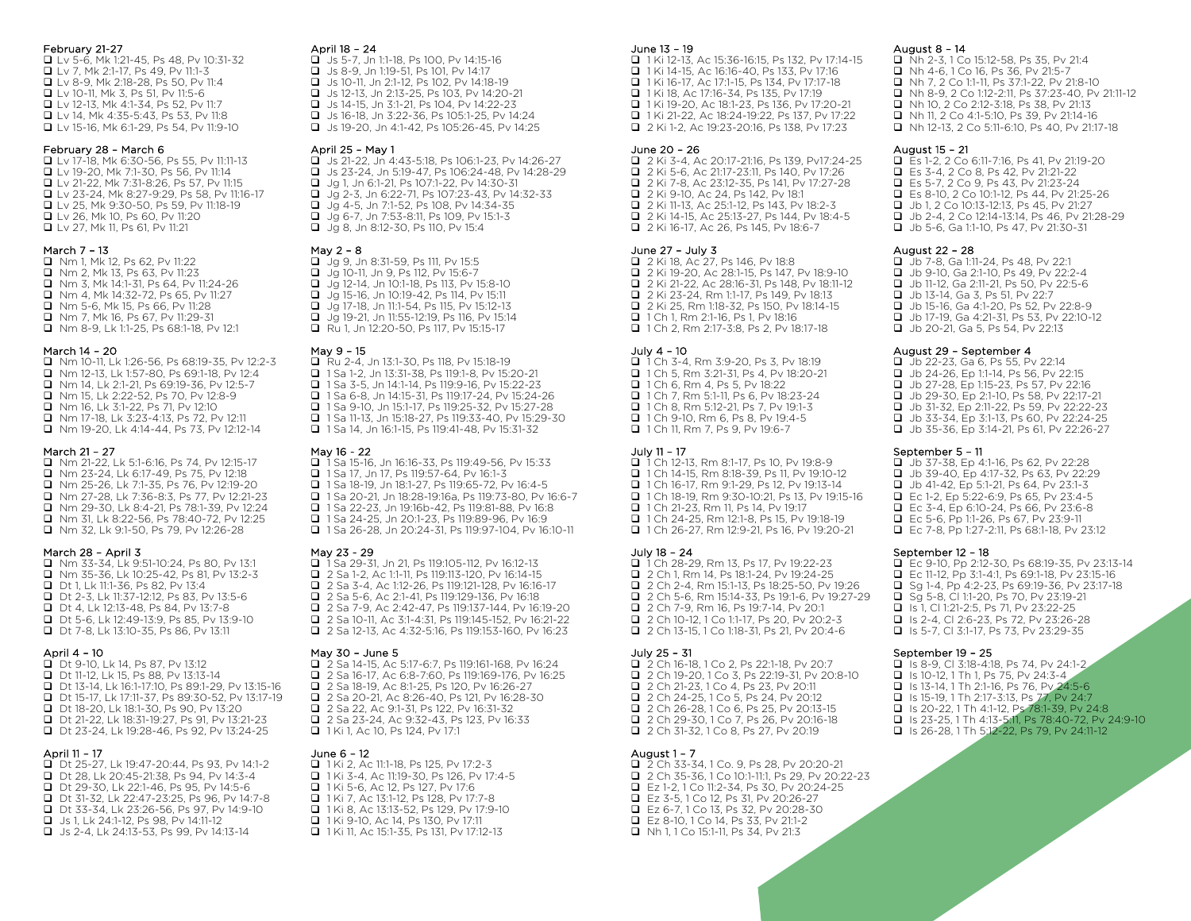February 21-27

- ❑ Lv 5-6, Mk 1:21-45, Ps 48, Pv 10:31-32
- ❑ Lv 7, Mk 2:1-17, Ps 49, Pv 11:1-3
- ❑ Lv 8-9, Mk 2:18-28, Ps 50, Pv 11:4
- ❑ Lv 10-11, Mk 3, Ps 51, Pv 11:5-6
- ❑ Lv 12-13, Mk 4:1-34, Ps 52, Pv 11:7
- ❑ Lv 14, Mk 4:35-5:43, Ps 53, Pv 11:8
- ❑ Lv 15-16, Mk 6:1-29, Ps 54, Pv 11:9-10

February 28 – March 6

- ❑ Lv 17-18, Mk 6:30-56, Ps 55, Pv 11:11-13
- ❑ Lv 19-20, Mk 7:1-30, Ps 56, Pv 11:14
- ❑ Lv 21-22, Mk 7:31-8:26, Ps 57, Pv 11:15
- ❑ Lv 23-24, Mk 8:27-9:29, Ps 58, Pv 11:16-17
- ❑ Lv 25, Mk 9:30-50, Ps 59, Pv 11:18-19
- ❑ Lv 26, Mk 10, Ps 60, Pv 11:20
- ❑ Lv 27, Mk 11, Ps 61, Pv 11:21

March 7 – 13

- ❑ Nm 1, Mk 12, Ps 62, Pv 11:22
- ❑ Nm 2, Mk 13, Ps 63, Pv 11:23
- ❑ Nm 3, Mk 14:1-31, Ps 64, Pv 11:24-26
- ❑ Nm 4, Mk 14:32-72, Ps 65, Pv 11:27
- ❑ Nm 5-6, Mk 15, Ps 66, Pv 11:28
- ❑ Nm 7, Mk 16, Ps 67, Pv 11:29-31
- ❑ Nm 8-9, Lk 1:1-25, Ps 68:1-18, Pv 12:1

March 14 – 20

- ❑ Nm 10-11, Lk 1:26-56, Ps 68:19-35, Pv 12:2-3
- ❑ Nm 12-13, Lk 1:57-80, Ps 69:1-18, Pv 12:4
- ❑ Nm 14, Lk 2:1-21, Ps 69:19-36, Pv 12:5-7
- ❑ Nm 15, Lk 2:22-52, Ps 70, Pv 12:8-9
- ❑ Nm 16, Lk 3:1-22, Ps 71, Pv 12:10
- ❑ Nm 17-18, Lk 3:23-4:13, Ps 72, Pv 12:11
- ❑ Nm 19-20, Lk 4:14-44, Ps 73, Pv 12:12-14

March 21 – 27

- ❑ Nm 21-22, Lk 5:1-6:16, Ps 74, Pv 12:15-17
- ❑ Nm 23-24, Lk 6:17-49, Ps 75, Pv 12:18
- ❑ Nm 25-26, Lk 7:1-35, Ps 76, Pv 12:19-20
- ❑ Nm 27-28, Lk 7:36-8:3, Ps 77, Pv 12:21-23
- ❑ Nm 29-30, Lk 8:4-21, Ps 78:1-39, Pv 12:24
- ❑ Nm 31, Lk 8:22-56, Ps 78:40-72, Pv 12:25
- ❑ Nm 32, Lk 9:1-50, Ps 79, Pv 12:26-28

March 28 – April 3

- ❑ Nm 33-34, Lk 9:51-10:24, Ps 80, Pv 13:1
- ❑ Nm 35-36, Lk 10:25-42, Ps 81, Pv 13:2-3
- ❑ Dt 1, Lk 11:1-36, Ps 82, Pv 13:4
- ❑ Dt 2-3, Lk 11:37-12:12, Ps 83, Pv 13:5-6
- ❑ Dt 4, Lk 12:13-48, Ps 84, Pv 13:7-8
- ❑ Dt 5-6, Lk 12:49-13:9, Ps 85, Pv 13:9-10
- ❑ Dt 7-8, Lk 13:10-35, Ps 86, Pv 13:11

April 4 – 10

- ❑ Dt 9-10, Lk 14, Ps 87, Pv 13:12
- ❑ Dt 11-12, Lk 15, Ps 88, Pv 13:13-14
- ❑ Dt 13-14, Lk 16:1-17:10, Ps 89:1-29, Pv 13:15-16
- ❑ Dt 15-17, Lk 17:11-37, Ps 89:30-52, Pv 13:17-19
- ❑ Dt 18-20, Lk 18:1-30, Ps 90, Pv 13:20
- ❑ Dt 21-22, Lk 18:31-19:27, Ps 91, Pv 13:21-23
- ❑ Dt 23-24, Lk 19:28-46, Ps 92, Pv 13:24-25

April 11 – 17

- ❑ Dt 25-27, Lk 19:47-20:44, Ps 93, Pv 14:1-2
- ❑ Dt 28, Lk 20:45-21:38, Ps 94, Pv 14:3-4
- ❑ Dt 29-30, Lk 22:1-46, Ps 95, Pv 14:5-6
- ❑ Dt 31-32, Lk 22:47-23:25, Ps 96, Pv 14:7-8
- ❑ Dt 33-34, Lk 23:26-56, Ps 97, Pv 14:9-10
- ❑ Js 1, Lk 24:1-12, Ps 98, Pv 14:11-12
- ❑ Js 2-4, Lk 24:13-53, Ps 99, Pv 14:13-14

April 18 – 24

- ❑ Js 5-7, Jn 1:1-18, Ps 100, Pv 14:15-16
- ❑ Js 8-9, Jn 1:19-51, Ps 101, Pv 14:17
- ❑ Js 10-11, Jn 2:1-12, Ps 102, Pv 14:18-19
- ❑ Js 12-13, Jn 2:13-25, Ps 103, Pv 14:20-21
- ❑ Js 14-15, Jn 3:1-21, Ps 104, Pv 14:22-23
- ❑ Js 16-18, Jn 3:22-36, Ps 105:1-25, Pv 14:24
- ❑ Js 19-20, Jn 4:1-42, Ps 105:26-45, Pv 14:25

April 25 – May 1

- ❑ Js 21-22, Jn 4:43-5:18, Ps 106:1-23, Pv 14:26-27
- ❑ Js 23-24, Jn 5:19-47, Ps 106:24-48, Pv 14:28-29
- ❑ Jg 1, Jn 6:1-21, Ps 107:1-22, Pv 14:30-31
- ❑ Jg 2-3, Jn 6:22-71, Ps 107:23-43, Pv 14:32-33
- ❑ Jg 4-5, Jn 7:1-52, Ps 108, Pv 14:34-35
- ❑ Jg 6-7, Jn 7:53-8:11, Ps 109, Pv 15:1-3
- ❑ Jg 8, Jn 8:12-30, Ps 110, Pv 15:4

May 2 – 8

- ❑ Jg 9, Jn 8:31-59, Ps 111, Pv 15:5
- ❑ Jg 10-11, Jn 9, Ps 112, Pv 15:6-7
- ❑ Jg 12-14, Jn 10:1-18, Ps 113, Pv 15:8-10
- ❑ Jg 15-16, Jn 10:19-42, Ps 114, Pv 15:11
- ❑ Jg 17-18, Jn 11:1-54, Ps 115, Pv 15:12-13
- ❑ Jg 19-21, Jn 11:55-12:19, Ps 116, Pv 15:14
- ❑ Ru 1, Jn 12:20-50, Ps 117, Pv 15:15-17

May 9 – 15

- ❑ Ru 2-4, Jn 13:1-30, Ps 118, Pv 15:18-19
- ❑ 1 Sa 1-2, Jn 13:31-38, Ps 119:1-8, Pv 15:20-21
- ❑ 1 Sa 3-5, Jn 14:1-14, Ps 119:9-16, Pv 15:22-23
- ❑ 1 Sa 6-8, Jn 14:15-31, Ps 119:17-24, Pv 15:24-26
- ❑ 1 Sa 9-10, Jn 15:1-17, Ps 119:25-32, Pv 15:27-28
- ❑ 1 Sa 11-13, Jn 15:18-27, Ps 119:33-40, Pv 15:29-30
- ❑ 1 Sa 14, Jn 16:1-15, Ps 119:41-48, Pv 15:31-32

May 16 - 22

- ❑ 1 Sa 15-16, Jn 16:16-33, Ps 119:49-56, Pv 15:33
- ❑ 1 Sa 17, Jn 17, Ps 119:57-64, Pv 16:1-3
- ❑ 1 Sa 18-19, Jn 18:1-27, Ps 119:65-72, Pv 16:4-5
- ❑ 1 Sa 20-21, Jn 18:28-19:16a, Ps 119:73-80, Pv 16:6-7
- ❑ 1 Sa 22-23, Jn 19:16b-42, Ps 119:81-88, Pv 16:8
- ❑ 1 Sa 24-25, Jn 20:1-23, Ps 119:89-96, Pv 16:9
- ❑ 1 Sa 26-28, Jn 20:24-31, Ps 119:97-104, Pv 16:10-11

May 23 – 29

- ❑ 1 Sa 29-31, Jn 21, Ps 119:105-112, Pv 16:12-13
- ❑ 2 Sa 1-2, Ac 1:1-11, Ps 119:113-120, Pv 16:14-15
- ❑ 2 Sa 3-4, Ac 1:12-26, Ps 119:121-128, Pv 16:16-17
- ❑ 2 Sa 5-6, Ac 2:1-41, Ps 119:129-136, Pv 16:18
- ❑ 2 Sa 7-9, Ac 2:42-47, Ps 119:137-144, Pv 16:19-20
- ❑ 2 Sa 10-11, Ac 3:1-4:31, Ps 119:145-152, Pv 16:21-22
- ❑ 2 Sa 12-13, Ac 4:32-5:16, Ps 119:153-160, Pv 16:23

May 30 – June 5

- ❑ 2 Sa 14-15, Ac 5:17-6:7, Ps 119:161-168, Pv 16:24
- ❑ 2 Sa 16-17, Ac 6:8-7:60, Ps 119:169-176, Pv 16:25
- ❑ 2 Sa 18-19, Ac 8:1-25, Ps 120, Pv 16:26-27
- ❑ 2 Sa 20-21, Ac 8:26-40, Ps 121, Pv 16:28-30
- ❑ 2 Sa 22, Ac 9:1-31, Ps 122, Pv 16:31-32
- ❑ 2 Sa 23-24, Ac 9:32-43, Ps 123, Pv 16:33
- ❑ 1 Ki 1, Ac 10, Ps 124, Pv 17:1

June 6 – 12

- ❑ 1 Ki 2, Ac 11:1-18, Ps 125, Pv 17:2-3
- ❑ 1 Ki 3-4, Ac 11:19-30, Ps 126, Pv 17:4-5
- ❑ 1 Ki 5-6, Ac 12, Ps 127, Pv 17:6
- ❑ 1 Ki 7, Ac 13:1-12, Ps 128, Pv 17:7-8
- ❑ 1 Ki 8, Ac 13:13-52, Ps 129, Pv 17:9-10
- ❑ 1 Ki 9-10, Ac 14, Ps 130, Pv 17:11
- ❑ 1 Ki 11, Ac 15:1-35, Ps 131, Pv 17:12-13

June 13 – 19

- ❑ 1 Ki 12-13, Ac 15:36-16:15, Ps 132, Pv 17:14-15
- ❑ 1 Ki 14-15, Ac 16:16-40, Ps 133, Pv 17:16
- ❑ 1 Ki 16-17, Ac 17:1-15, Ps 134, Pv 17:17-18
- ❑ 1 Ki 18, Ac 17:16-34, Ps 135, Pv 17:19
- ❑ 1 Ki 19-20, Ac 18:1-23, Ps 136, Pv 17:20-21
- ❑ 1 Ki 21-22, Ac 18:24-19:22, Ps 137, Pv 17:22
- ❑ 2 Ki 1-2, Ac 19:23-20:16, Ps 138, Pv 17:23

June 20 – 26

- ❑ 2 Ki 3-4, Ac 20:17-21:16, Ps 139, Pv17:24-25
- ❑ 2 Ki 5-6, Ac 21:17-23:11, Ps 140, Pv 17:26
- ❑ 2 Ki 7-8, Ac 23:12-35, Ps 141, Pv 17:27-28
- ❑ 2 Ki 9-10, Ac 24, Ps 142, Pv 18:1
- ❑ 2 Ki 11-13, Ac 25:1-12, Ps 143, Pv 18:2-3
- ❑ 2 Ki 14-15, Ac 25:13-27, Ps 144, Pv 18:4-5
- ❑ 2 Ki 16-17, Ac 26, Ps 145, Pv 18:6-7

June 27 – July 3

- ❑ 2 Ki 18, Ac 27, Ps 146, Pv 18:8
- ❑ 2 Ki 19-20, Ac 28:1-15, Ps 147, Pv 18:9-10
- ❑ 2 Ki 21-22, Ac 28:16-31, Ps 148, Pv 18:11-12
- ❑ 2 Ki 23-24, Rm 1:1-17, Ps 149, Pv 18:13
- ❑ 2 Ki 25, Rm 1:18-32, Ps 150, Pv 18:14-15
- ❑ 1 Ch 1, Rm 2:1-16, Ps 1, Pv 18:16
- ❑ 1 Ch 2, Rm 2:17-3:8, Ps 2, Pv 18:17-18

July 4 – 10

- ❑ 1 Ch 3-4, Rm 3:9-20, Ps 3, Pv 18:19
- ❑ 1 Ch 5, Rm 3:21-31, Ps 4, Pv 18:20-21
- ❑ 1 Ch 6, Rm 4, Ps 5, Pv 18:22
- ❑ 1 Ch 7, Rm 5:1-11, Ps 6, Pv 18:23-24
- ❑ 1 Ch 8, Rm 5:12-21, Ps 7, Pv 19:1-3
- ❑ 1 Ch 9-10, Rm 6, Ps 8, Pv 19:4-5
- ❑ 1 Ch 11, Rm 7, Ps 9, Pv 19:6-7

July 11 – 17

- ❑ 1 Ch 12-13, Rm 8:1-17, Ps 10, Pv 19:8-9
- ❑ 1 Ch 14-15, Rm 8:18-39, Ps 11, Pv 19:10-12
- ❑ 1 Ch 16-17, Rm 9:1-29, Ps 12, Pv 19:13-14
- ❑ 1 Ch 18-19, Rm 9:30-10:21, Ps 13, Pv 19:15-16
- ❑ 1 Ch 21-23, Rm 11, Ps 14, Pv 19:17
- ❑ 1 Ch 24-25, Rm 12:1-8, Ps 15, Pv 19:18-19
- ❑ 1 Ch 26-27, Rm 12:9-21, Ps 16, Pv 19:20-21

July 18 – 24

- ❑ 1 Ch 28-29, Rm 13, Ps 17, Pv 19:22-23
- ❑ 2 Ch 1, Rm 14, Ps 18:1-24, Pv 19:24-25
- ❑ 2 Ch 2-4, Rm 15:1-13, Ps 18:25-50, Pv 19:26
- ❑ 2 Ch 5-6, Rm 15:14-33, Ps 19:1-6, Pv 19:27-29
- ❑ 2 Ch 7-9, Rm 16, Ps 19:7-14, Pv 20:1
- ❑ 2 Ch 10-12, 1 Co 1:1-17, Ps 20, Pv 20:2-3
- ❑ 2 Ch 13-15, 1 Co 1:18-31, Ps 21, Pv 20:4-6

July 25 – 31

- ❑ 2 Ch 16-18, 1 Co 2, Ps 22:1-18, Pv 20:7
- ❑ 2 Ch 19-20, 1 Co 3, Ps 22:19-31, Pv 20:8-10
- ❑ 2 Ch 21-23, 1 Co 4, Ps 23, Pv 20:11
- ❑ 2 Ch 24-25, 1 Co 5, Ps 24, Pv 20:12
- ❑ 2 Ch 26-28, 1 Co 6, Ps 25, Pv 20:13-15
- ❑ 2 Ch 29-30, 1 Co 7, Ps 26, Pv 20:16-18
- ❑ 2 Ch 31-32, 1 Co 8, Ps 27, Pv 20:19

August 1 – 7

- ❑ 2 Ch 33-34, 1 Co. 9, Ps 28, Pv 20:20-21
- ❑ 2 Ch 35-36, 1 Co 10:1-11:1, Ps 29, Pv 20:22-23
- ❑ Ez 1-2, 1 Co 11:2-34, Ps 30, Pv 20:24-25
- ❑ Ez 3-5, 1 Co 12, Ps 31, Pv 20:26-27
- ❑ Ez 6-7, 1 Co 13, Ps 32, Pv 20:28-30
- ❑ Ez 8-10, 1 Co 14, Ps 33, Pv 21:1-2
- ❑ Nh 1, 1 Co 15:1-11, Ps 34, Pv 21:3

August 8 – 14

- ❑ Nh 2-3, 1 Co 15:12-58, Ps 35, Pv 21:4
- ❑ Nh 4-6, 1 Co 16, Ps 36, Pv 21:5-7
- ❑ Nh 7, 2 Co 1:1-11, Ps 37:1-22, Pv 21:8-10
- ❑ Nh 8-9, 2 Co 1:12-2:11, Ps 37:23-40, Pv 21:11-12
- ❑ Nh 10, 2 Co 2:12-3:18, Ps 38, Pv 21:13
- ❑ Nh 11, 2 Co 4:1-5:10, Ps 39, Pv 21:14-16
- ❑ Nh 12-13, 2 Co 5:11-6:10, Ps 40, Pv 21:17-18

August 15 – 21

- ❑ Es 1-2, 2 Co 6:11-7:16, Ps 41, Pv 21:19-20
- ❑ Es 3-4, 2 Co 8, Ps 42, Pv 21:21-22
- ❑ Es 5-7, 2 Co 9, Ps 43, Pv 21:23-24
- ❑ Es 8-10, 2 Co 10:1-12, Ps 44, Pv 21:25-26
- ❑ Jb 1, 2 Co 10:13-12:13, Ps 45, Pv 21:27
- ❑ Jb 2-4, 2 Co 12:14-13:14, Ps 46, Pv 21:28-29
- ❑ Jb 5-6, Ga 1:1-10, Ps 47, Pv 21:30-31

August 22 – 28

- ❑ Jb 7-8, Ga 1:11-24, Ps 48, Pv 22:1
- ❑ Jb 9-10, Ga 2:1-10, Ps 49, Pv 22:2-4
- ❑ Jb 11-12, Ga 2:11-21, Ps 50, Pv 22:5-6
- ❑ Jb 13-14, Ga 3, Ps 51, Pv 22:7
- ❑ Jb 15-16, Ga 4:1-20, Ps 52, Pv 22:8-9
- ❑ Jb 17-19, Ga 4:21-31, Ps 53, Pv 22:10-12
- ❑ Jb 20-21, Ga 5, Ps 54, Pv 22:13

August 29 – September 4

- ❑ Jb 22-23, Ga 6, Ps 55, Pv 22:14
- ❑ Jb 24-26, Ep 1:1-14, Ps 56, Pv 22:15
- ❑ Jb 27-28, Ep 1:15-23, Ps 57, Pv 22:16
- ❑ Jb 29-30, Ep 2:1-10, Ps 58, Pv 22:17-21
- ❑ Jb 31-32, Ep 2:11-22, Ps 59, Pv 22:22-23
- ❑ Jb 33-34, Ep 3:1-13, Ps 60, Pv 22:24-25
- ❑ Jb 35-36, Ep 3:14-21, Ps 61, Pv 22:26-27

September 5 – 11

- ❑ Jb 37-38, Ep 4:1-16, Ps 62, Pv 22:28
- ❑ Jb 39-40, Ep 4:17-32, Ps 63, Pv 22:29
- ❑ Jb 41-42, Ep 5:1-21, Ps 64, Pv 23:1-3
- ❑ Ec 1-2, Ep 5:22-6:9, Ps 65, Pv 23:4-5
- ❑ Ec 3-4, Ep 6:10-24, Ps 66, Pv 23:6-8
- ❑ Ec 5-6, Pp 1:1-26, Ps 67, Pv 23:9-11
- ❑ Ec 7-8, Pp 1:27-2:11, Ps 68:1-18, Pv 23:12

September 12 – 18

- ❑ Ec 9-10, Pp 2:12-30, Ps 68:19-35, Pv 23:13-14
- ❑ Ec 11-12, Pp 3:1-4:1, Ps 69:1-18, Pv 23:15-16
- ❑ Sg 1-4, Pp 4:2-23, Ps 69:19-36, Pv 23:17-18
- ❑ Sg 5-8, Cl 1:1-20, Ps 70, Pv 23:19-21
- ❑ Is 1, Cl 1:21-2:5, Ps 71, Pv 23:22-25
- ❑ Is 2-4, Cl 2:6-23, Ps 72, Pv 23:26-28
- ❑ Is 5-7, Cl 3:1-17, Ps 73, Pv 23:29-35

September 19 – 25

- ❑ Is 8-9, Cl 3:18-4:18, Ps 74, Pv 24:1-2
- ❑ Is 10-12, 1 Th 1, Ps 75, Pv 24:3-4
- ❑ Is 13-14, 1 Th 2:1-16, Ps 76, Pv 24:5-6
- ❑ Is 15-19, 1 Th 2:17-3:13, Ps 77, Pv 24:7
- ❑ Is 20-22, 1 Th 4:1-12, Ps 78:1-39, Pv 24:8
- ❑ Is 23-25, 1 Th 4:13-5:11, Ps 78:40-72, Pv 24:9-10
- ❑ Is 26-28, 1 Th 5:12-22, Ps 79, Pv 24:11-12